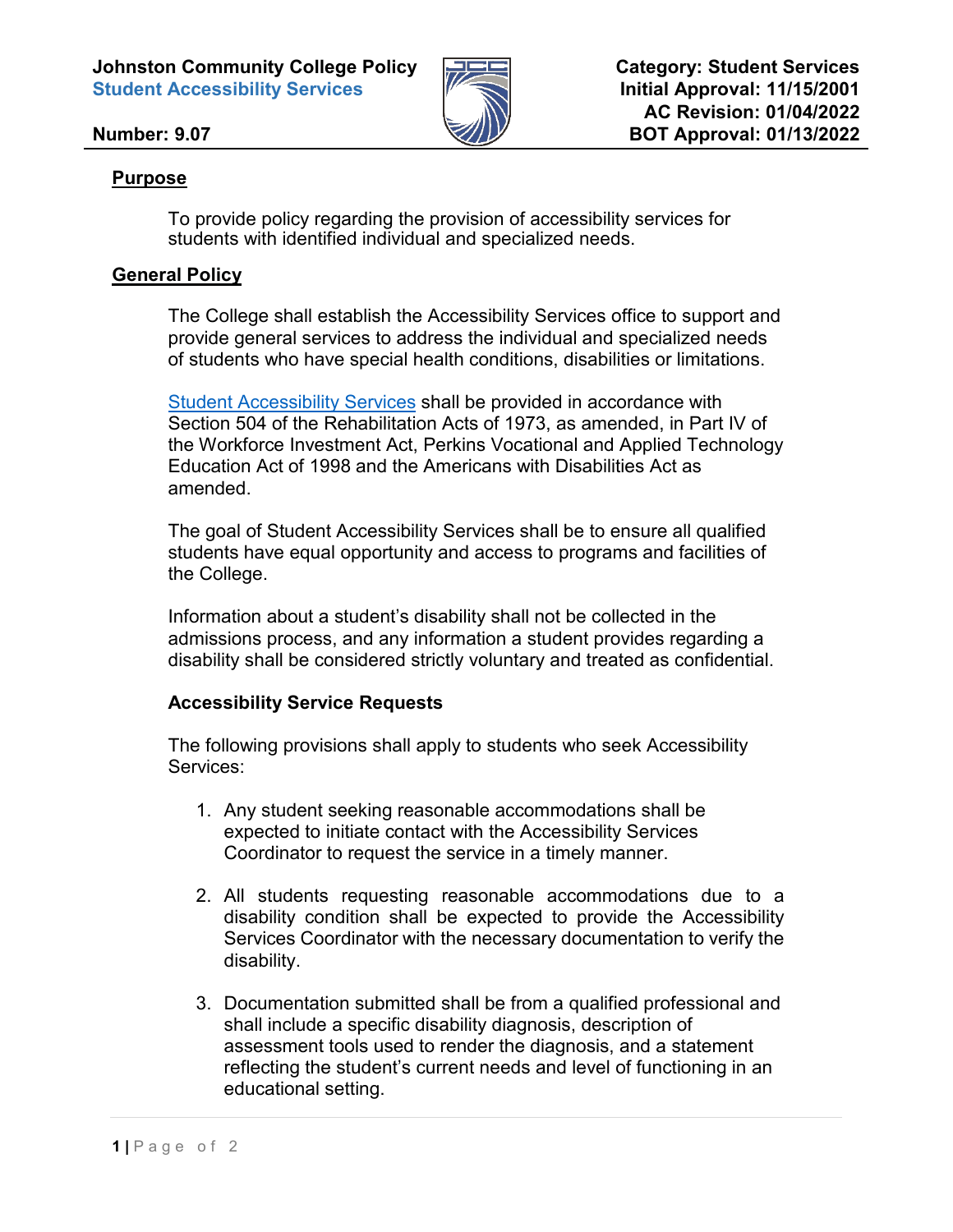**Johnston Community College Policy**
**Student Accessibility Services**

**Number: 9.07**

**Category: Student Services**
**Initial Approval: 11/15/2001**
**AC Revision: 01/04/2022**
**BOT Approval: 01/13/2022**

## Purpose

To provide policy regarding the provision of accessibility services for students with identified individual and specialized needs.

## General Policy

The College shall establish the Accessibility Services office to support and provide general services to address the individual and specialized needs of students who have special health conditions, disabilities or limitations.

Student Accessibility Services shall be provided in accordance with Section 504 of the Rehabilitation Acts of 1973, as amended, in Part IV of the Workforce Investment Act, Perkins Vocational and Applied Technology Education Act of 1998 and the Americans with Disabilities Act as amended.

The goal of Student Accessibility Services shall be to ensure all qualified students have equal opportunity and access to programs and facilities of the College.

Information about a student's disability shall not be collected in the admissions process, and any information a student provides regarding a disability shall be considered strictly voluntary and treated as confidential.

### Accessibility Service Requests

The following provisions shall apply to students who seek Accessibility Services:

1. Any student seeking reasonable accommodations shall be expected to initiate contact with the Accessibility Services Coordinator to request the service in a timely manner.

2. All students requesting reasonable accommodations due to a disability condition shall be expected to provide the Accessibility Services Coordinator with the necessary documentation to verify the disability.

3. Documentation submitted shall be from a qualified professional and shall include a specific disability diagnosis, description of assessment tools used to render the diagnosis, and a statement reflecting the student's current needs and level of functioning in an educational setting.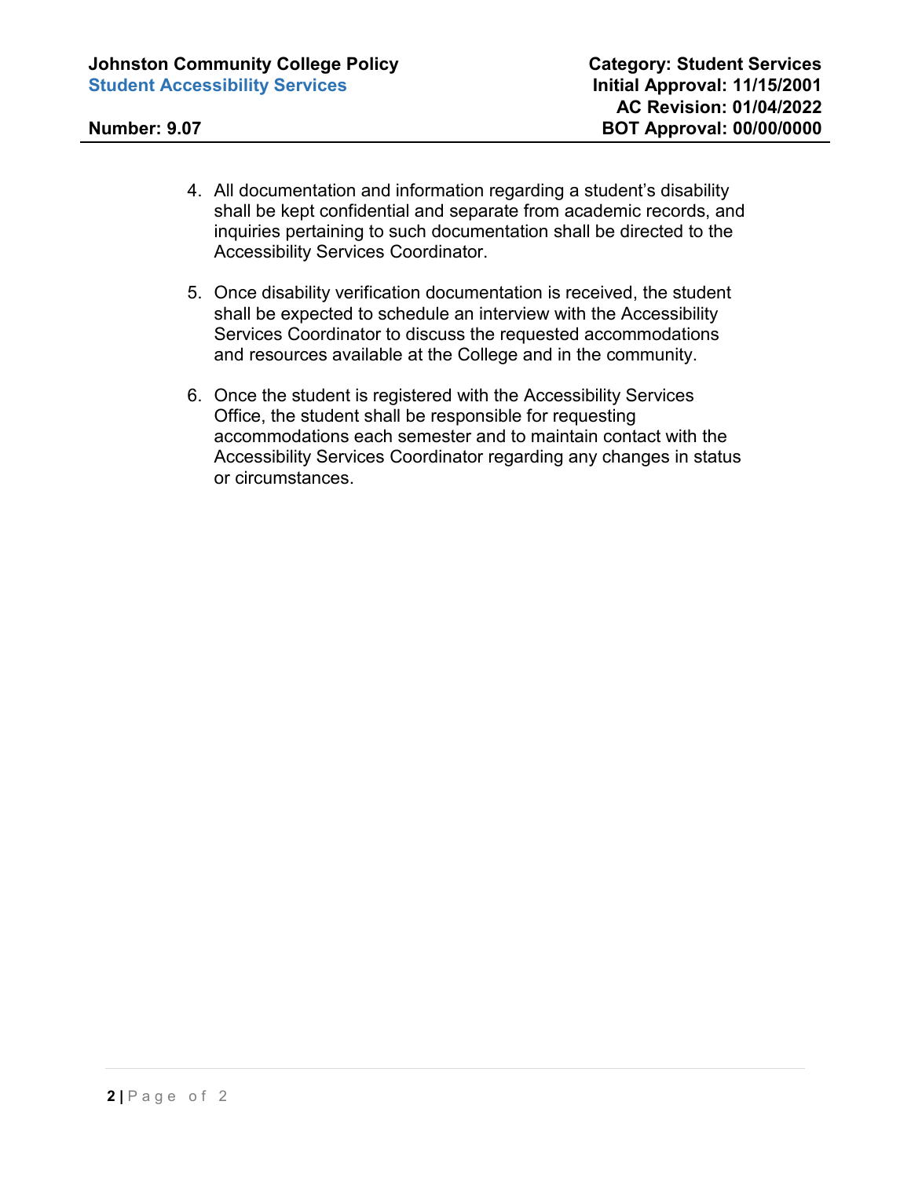4. All documentation and information regarding a student's disability shall be kept confidential and separate from academic records, and inquiries pertaining to such documentation shall be directed to the Accessibility Services Coordinator.

5. Once disability verification documentation is received, the student shall be expected to schedule an interview with the Accessibility Services Coordinator to discuss the requested accommodations and resources available at the College and in the community.

6. Once the student is registered with the Accessibility Services Office, the student shall be responsible for requesting accommodations each semester and to maintain contact with the Accessibility Services Coordinator regarding any changes in status or circumstances.